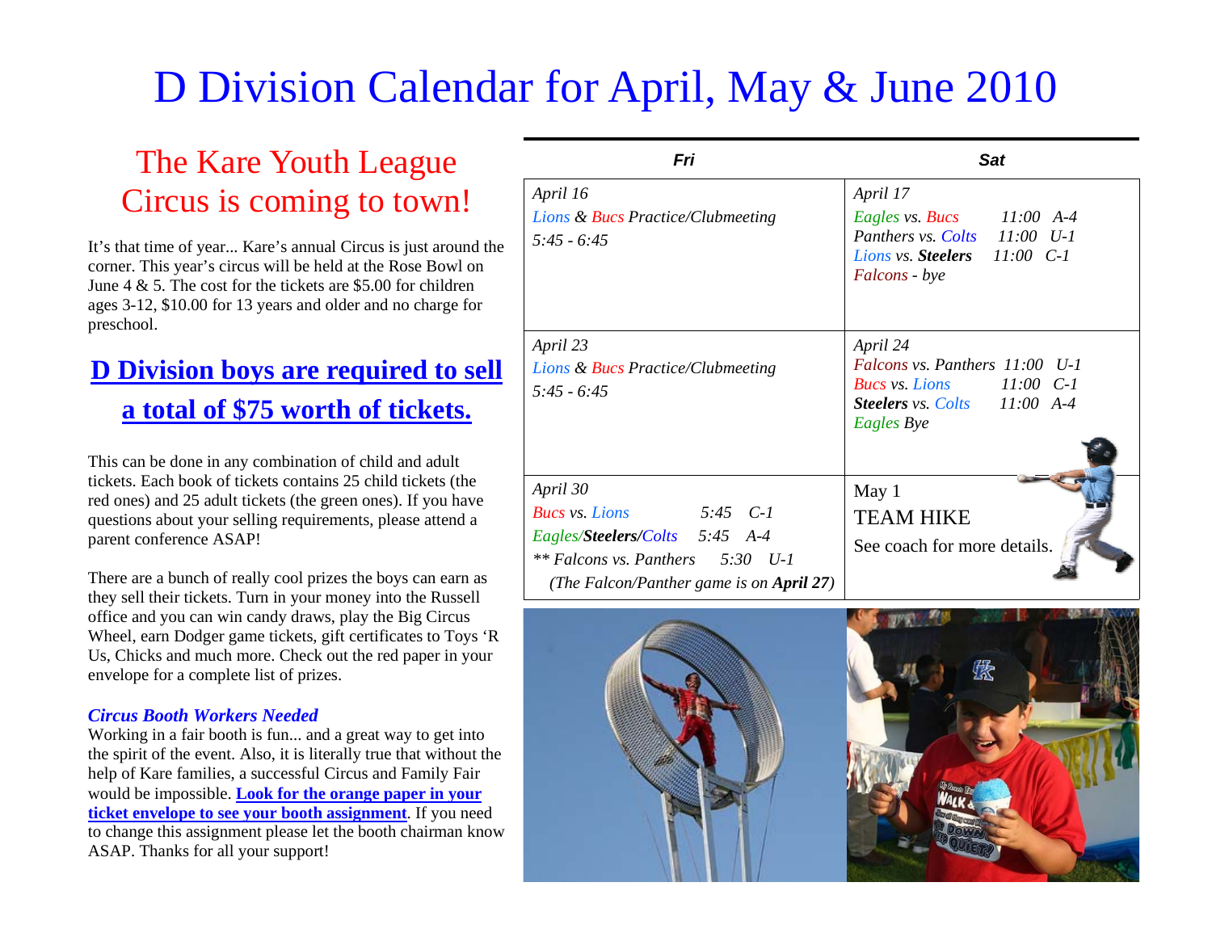# D Division Calendar for April, May & June 2010

## The Kare Youth League Circus is coming to town!

It's that time of year... Kare's annual Circus is just around the corner. This year's circus will be held at the Rose Bowl on June 4 & 5. The cost for the tickets are $5.00 for children ages 3-12, $10.00 for 13 years and older and no charge for preschool.

## **D Division boys are required to sell a total of $75 worth of tickets.**

This can be done in any combination of child and adult tickets. Each book of tickets contains 25 child tickets (the red ones) and 25 adult tickets (the green ones). If you have questions about your selling requirements, please attend a parent conference ASAP!

There are a bunch of really cool prizes the boys can earn as they sell their tickets. Turn in your money into the Russell office and you can win candy draws, play the Big Circus Wheel, earn Dodger game tickets, gift certificates to Toys 'R Us, Chicks and much more. Check out the red paper in your envelope for a complete list of prizes.

***Circus Booth Workers Needed***

Working in a fair booth is fun... and a great way to get into the spirit of the event. Also, it is literally true that without the help of Kare families, a successful Circus and Family Fair would be impossible. **Look for the orange paper in your ticket envelope to see your booth assignment**. If you need to change this assignment please let the booth chairman know ASAP. Thanks for all your support!

| ***Fri*** | ***Sat*** |
|---|---|
| *April 16*<br>*Lions & Bucs Practice/Clubmeeting*<br>*5:45 - 6:45* | *April 17*<br>*Eagles vs. Bucs 11:00 A-4*<br>*Panthers vs. Colts 11:00 U-1*<br>*Lions vs. **Steelers** 11:00 C-1*<br>*Falcons - bye* |
| *April 23*<br>*Lions & Bucs Practice/Clubmeeting*<br>*5:45 - 6:45* | *April 24*<br>*Falcons vs. Panthers 11:00 U-1*<br>*Bucs vs. Lions 11:00 C-1*<br>***Steelers** vs. Colts 11:00 A-4*<br>*Eagles Bye* |
| *April 30*<br>*Bucs vs. Lions 5:45 C-1*<br>*Eagles/**Steelers**/Colts 5:45 A-4*<br>*\*\* Falcons vs. Panthers 5:30 U-1*<br>*(The Falcon/Panther game is on **April 27**)* | May 1<br>TEAM HIKE<br>See coach for more details. |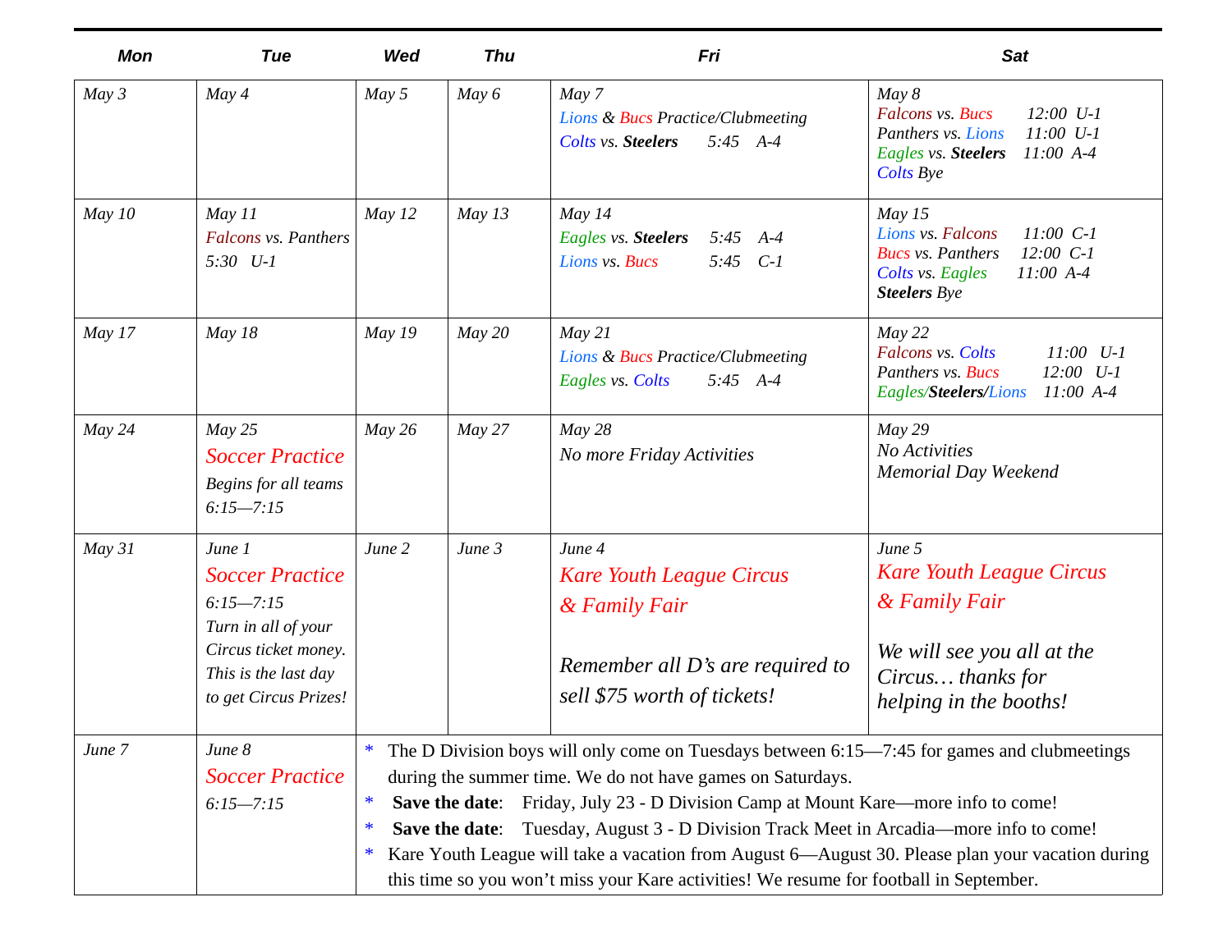| Mon | Tue | Wed | Thu | Fri | Sat |
|---|---|---|---|---|---|
| *May 3* | *May 4* | *May 5* | *May 6* | *May 7*<br>*Lions & Bucs Practice/Clubmeeting*<br>*Colts vs.* ***Steelers*** *5:45 A-4* | *May 8*<br>*Falcons vs. Bucs 12:00 U-1*<br>*Panthers vs. Lions 11:00 U-1*<br>*Eagles vs.* ***Steelers*** *11:00 A-4*<br>*Colts Bye* |
| *May 10* | *May 11*<br>*Falcons vs. Panthers*<br>*5:30 U-1* | *May 12* | *May 13* | *May 14*<br>*Eagles vs.* ***Steelers*** *5:45 A-4*<br>*Lions vs. Bucs 5:45 C-1* | *May 15*<br>*Lions vs. Falcons 11:00 C-1*<br>*Bucs vs. Panthers 12:00 C-1*<br>*Colts vs. Eagles 11:00 A-4*<br>***Steelers*** *Bye* |
| *May 17* | *May 18* | *May 19* | *May 20* | *May 21*<br>*Lions & Bucs Practice/Clubmeeting*<br>*Eagles vs. Colts 5:45 A-4* | *May 22*<br>*Falcons vs. Colts 11:00 U-1*<br>*Panthers vs. Bucs 12:00 U-1*<br>*Eagles/****Steelers/****Lions 11:00 A-4* |
| *May 24* | *May 25*<br>*Soccer Practice*<br>*Begins for all teams*<br>*6:15—7:15* | *May 26* | *May 27* | *May 28*<br>*No more Friday Activities* | *May 29*<br>*No Activities*<br>*Memorial Day Weekend* |
| *May 31* | *June 1*<br>*Soccer Practice*<br>*6:15—7:15*<br>*Turn in all of your Circus ticket money. This is the last day to get Circus Prizes!* | *June 2* | *June 3* | *June 4*<br>*Kare Youth League Circus & Family Fair*<br><br>*Remember all D's are required to sell $75 worth of tickets!* | *June 5*<br>*Kare Youth League Circus & Family Fair*<br><br>*We will see you all at the Circus… thanks for helping in the booths!* |
| *June 7* | *June 8*<br>*Soccer Practice*<br>*6:15—7:15* | * The D Division boys will only come on Tuesdays between 6:15—7:45 for games and clubmeetings during the summer time. We do not have games on Saturdays.<br>* **Save the date**: Friday, July 23 - D Division Camp at Mount Kare—more info to come!<br>* **Save the date**: Tuesday, August 3 - D Division Track Meet in Arcadia—more info to come!<br>* Kare Youth League will take a vacation from August 6—August 30. Please plan your vacation during this time so you won't miss your Kare activities! We resume for football in September. | | | |